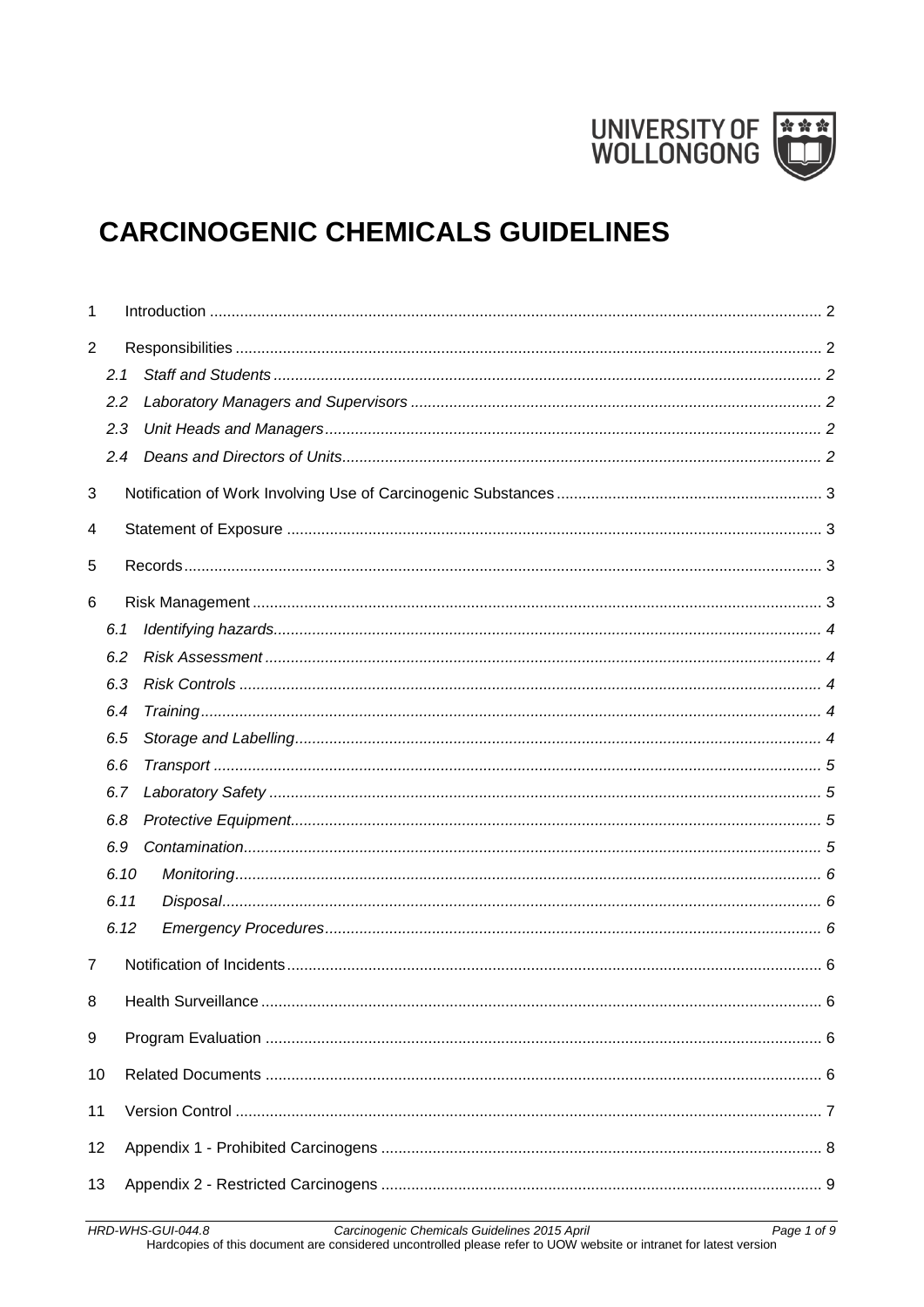UNIVERSITY OF WOLLONGONG

# CARCINOGENIC CHEMICALS GUIDELINES

1 Introduction ..... 2

2 Responsibilities ..... 2

- 2.1 *Staff and Students* ..... 2
- 2.2 *Laboratory Managers and Supervisors* ..... 2
- 2.3 *Unit Heads and Managers* ..... 2
- 2.4 *Deans and Directors of Units* ..... 2

3 Notification of Work Involving Use of Carcinogenic Substances ..... 3

4 Statement of Exposure ..... 3

5 Records ..... 3

6 Risk Management ..... 3

- 6.1 *Identifying hazards* ..... 4
- 6.2 *Risk Assessment* ..... 4
- 6.3 *Risk Controls* ..... 4
- 6.4 *Training* ..... 4
- 6.5 *Storage and Labelling* ..... 4
- 6.6 *Transport* ..... 5
- 6.7 *Laboratory Safety* ..... 5
- 6.8 *Protective Equipment* ..... 5
- 6.9 *Contamination* ..... 5
- 6.10 *Monitoring* ..... 6
- 6.11 *Disposal* ..... 6
- 6.12 *Emergency Procedures* ..... 6

7 Notification of Incidents ..... 6

8 Health Surveillance ..... 6

9 Program Evaluation ..... 6

10 Related Documents ..... 6

11 Version Control ..... 7

12 Appendix 1 - Prohibited Carcinogens ..... 8

13 Appendix 2 - Restricted Carcinogens ..... 9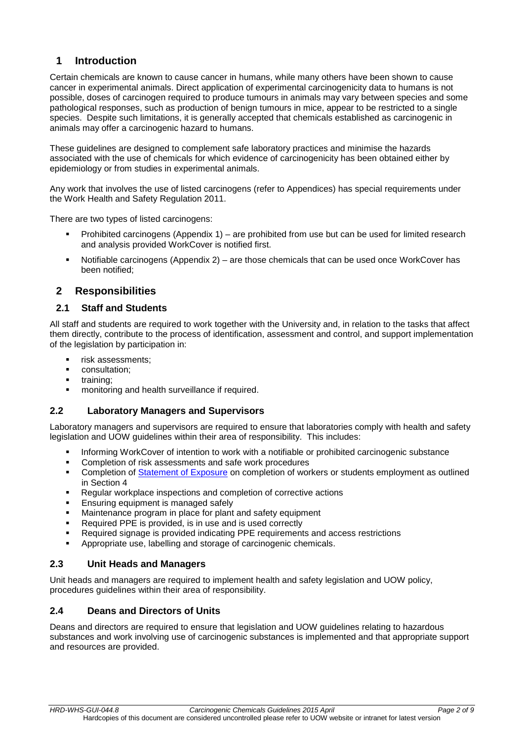## 1 Introduction

Certain chemicals are known to cause cancer in humans, while many others have been shown to cause cancer in experimental animals. Direct application of experimental carcinogenicity data to humans is not possible, doses of carcinogen required to produce tumours in animals may vary between species and some pathological responses, such as production of benign tumours in mice, appear to be restricted to a single species. Despite such limitations, it is generally accepted that chemicals established as carcinogenic in animals may offer a carcinogenic hazard to humans.

These guidelines are designed to complement safe laboratory practices and minimise the hazards associated with the use of chemicals for which evidence of carcinogenicity has been obtained either by epidemiology or from studies in experimental animals.

Any work that involves the use of listed carcinogens (refer to Appendices) has special requirements under the Work Health and Safety Regulation 2011.

There are two types of listed carcinogens:

- Prohibited carcinogens (Appendix 1) – are prohibited from use but can be used for limited research and analysis provided WorkCover is notified first.
- Notifiable carcinogens (Appendix 2) – are those chemicals that can be used once WorkCover has been notified;

## 2 Responsibilities

### 2.1 Staff and Students

All staff and students are required to work together with the University and, in relation to the tasks that affect them directly, contribute to the process of identification, assessment and control, and support implementation of the legislation by participation in:

- risk assessments;
- consultation;
- training;
- monitoring and health surveillance if required.

### 2.2 Laboratory Managers and Supervisors

Laboratory managers and supervisors are required to ensure that laboratories comply with health and safety legislation and UOW guidelines within their area of responsibility. This includes:

- Informing WorkCover of intention to work with a notifiable or prohibited carcinogenic substance
- Completion of risk assessments and safe work procedures
- Completion of Statement of Exposure on completion of workers or students employment as outlined in Section 4
- Regular workplace inspections and completion of corrective actions
- Ensuring equipment is managed safely
- Maintenance program in place for plant and safety equipment
- Required PPE is provided, is in use and is used correctly
- Required signage is provided indicating PPE requirements and access restrictions
- Appropriate use, labelling and storage of carcinogenic chemicals.

### 2.3 Unit Heads and Managers

Unit heads and managers are required to implement health and safety legislation and UOW policy, procedures guidelines within their area of responsibility.

### 2.4 Deans and Directors of Units

Deans and directors are required to ensure that legislation and UOW guidelines relating to hazardous substances and work involving use of carcinogenic substances is implemented and that appropriate support and resources are provided.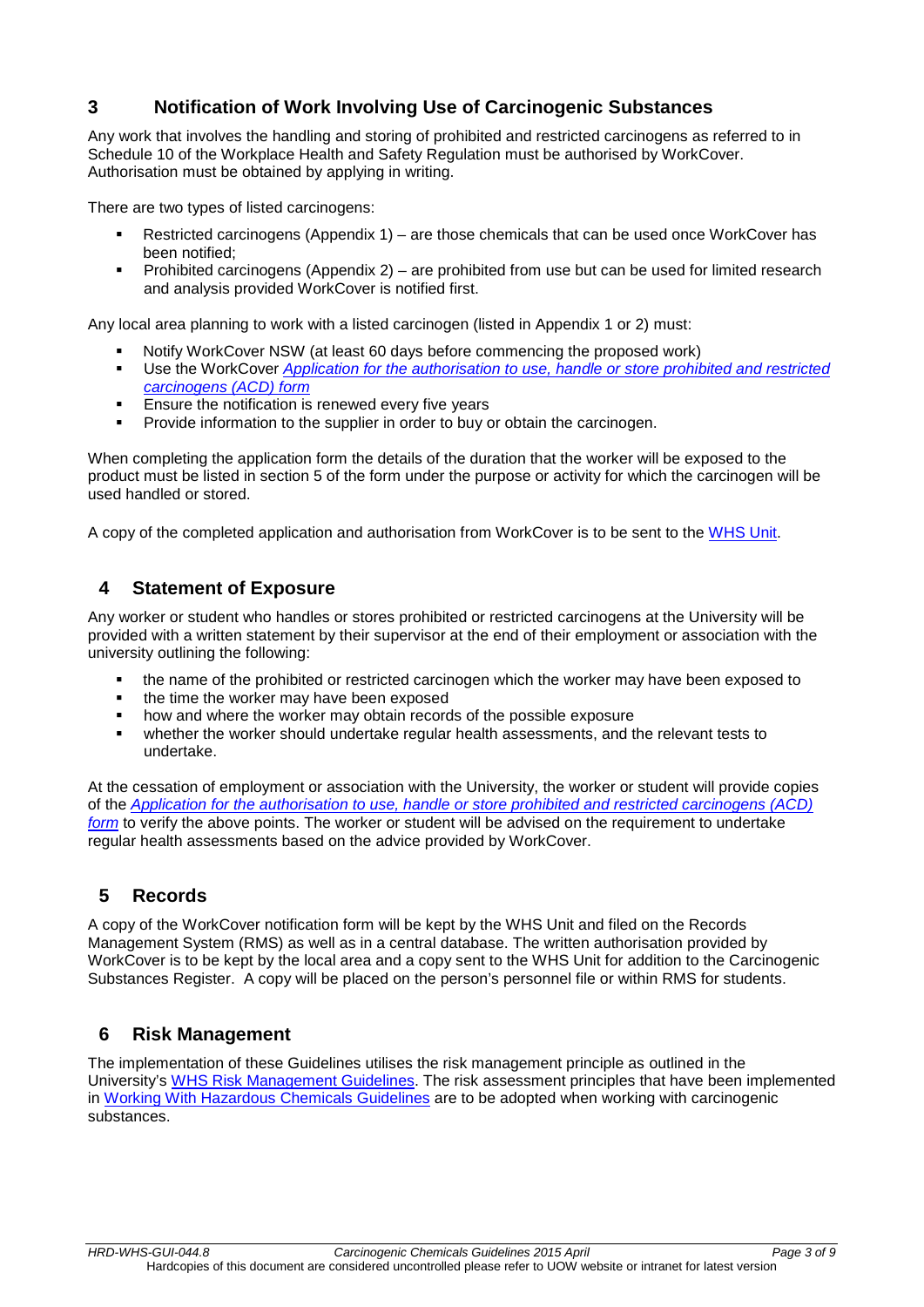## 3 Notification of Work Involving Use of Carcinogenic Substances

Any work that involves the handling and storing of prohibited and restricted carcinogens as referred to in Schedule 10 of the Workplace Health and Safety Regulation must be authorised by WorkCover. Authorisation must be obtained by applying in writing.

There are two types of listed carcinogens:

- Restricted carcinogens (Appendix 1) – are those chemicals that can be used once WorkCover has been notified;
- Prohibited carcinogens (Appendix 2) – are prohibited from use but can be used for limited research and analysis provided WorkCover is notified first.

Any local area planning to work with a listed carcinogen (listed in Appendix 1 or 2) must:

- Notify WorkCover NSW (at least 60 days before commencing the proposed work)
- Use the WorkCover *Application for the authorisation to use, handle or store prohibited and restricted carcinogens (ACD) form*
- Ensure the notification is renewed every five years
- Provide information to the supplier in order to buy or obtain the carcinogen.

When completing the application form the details of the duration that the worker will be exposed to the product must be listed in section 5 of the form under the purpose or activity for which the carcinogen will be used handled or stored.

A copy of the completed application and authorisation from WorkCover is to be sent to the WHS Unit.

## 4 Statement of Exposure

Any worker or student who handles or stores prohibited or restricted carcinogens at the University will be provided with a written statement by their supervisor at the end of their employment or association with the university outlining the following:

- the name of the prohibited or restricted carcinogen which the worker may have been exposed to
- the time the worker may have been exposed
- how and where the worker may obtain records of the possible exposure
- whether the worker should undertake regular health assessments, and the relevant tests to undertake.

At the cessation of employment or association with the University, the worker or student will provide copies of the *Application for the authorisation to use, handle or store prohibited and restricted carcinogens (ACD) form* to verify the above points. The worker or student will be advised on the requirement to undertake regular health assessments based on the advice provided by WorkCover.

## 5 Records

A copy of the WorkCover notification form will be kept by the WHS Unit and filed on the Records Management System (RMS) as well as in a central database. The written authorisation provided by WorkCover is to be kept by the local area and a copy sent to the WHS Unit for addition to the Carcinogenic Substances Register. A copy will be placed on the person's personnel file or within RMS for students.

## 6 Risk Management

The implementation of these Guidelines utilises the risk management principle as outlined in the University's WHS Risk Management Guidelines. The risk assessment principles that have been implemented in Working With Hazardous Chemicals Guidelines are to be adopted when working with carcinogenic substances.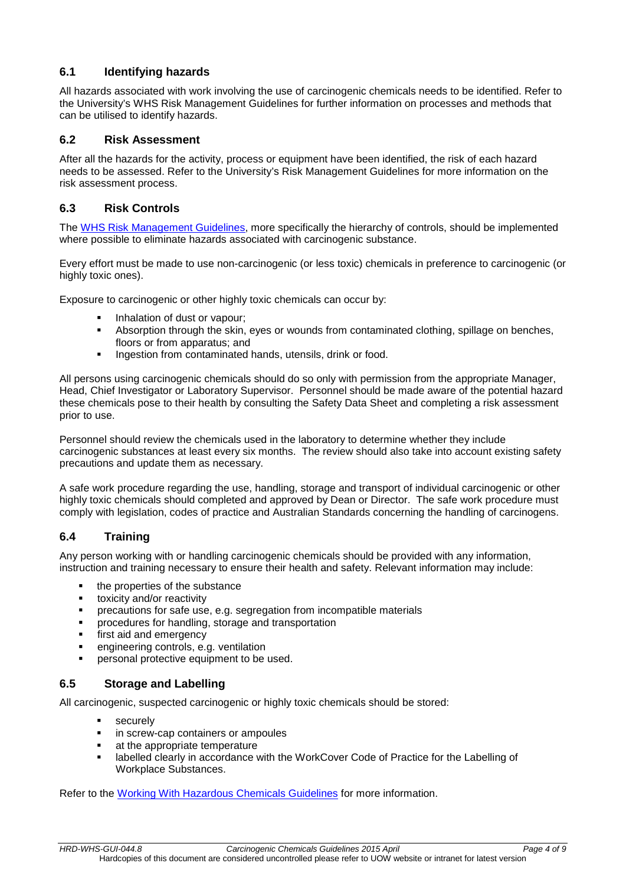### 6.1 Identifying hazards

All hazards associated with work involving the use of carcinogenic chemicals needs to be identified. Refer to the University's WHS Risk Management Guidelines for further information on processes and methods that can be utilised to identify hazards.

### 6.2 Risk Assessment

After all the hazards for the activity, process or equipment have been identified, the risk of each hazard needs to be assessed. Refer to the University's Risk Management Guidelines for more information on the risk assessment process.

### 6.3 Risk Controls

The WHS Risk Management Guidelines, more specifically the hierarchy of controls, should be implemented where possible to eliminate hazards associated with carcinogenic substance.

Every effort must be made to use non-carcinogenic (or less toxic) chemicals in preference to carcinogenic (or highly toxic ones).

Exposure to carcinogenic or other highly toxic chemicals can occur by:

- Inhalation of dust or vapour;
- Absorption through the skin, eyes or wounds from contaminated clothing, spillage on benches, floors or from apparatus; and
- Ingestion from contaminated hands, utensils, drink or food.

All persons using carcinogenic chemicals should do so only with permission from the appropriate Manager, Head, Chief Investigator or Laboratory Supervisor. Personnel should be made aware of the potential hazard these chemicals pose to their health by consulting the Safety Data Sheet and completing a risk assessment prior to use.

Personnel should review the chemicals used in the laboratory to determine whether they include carcinogenic substances at least every six months. The review should also take into account existing safety precautions and update them as necessary.

A safe work procedure regarding the use, handling, storage and transport of individual carcinogenic or other highly toxic chemicals should completed and approved by Dean or Director. The safe work procedure must comply with legislation, codes of practice and Australian Standards concerning the handling of carcinogens.

### 6.4 Training

Any person working with or handling carcinogenic chemicals should be provided with any information, instruction and training necessary to ensure their health and safety. Relevant information may include:

- the properties of the substance
- toxicity and/or reactivity
- precautions for safe use, e.g. segregation from incompatible materials
- procedures for handling, storage and transportation
- first aid and emergency
- engineering controls, e.g. ventilation
- personal protective equipment to be used.

### 6.5 Storage and Labelling

All carcinogenic, suspected carcinogenic or highly toxic chemicals should be stored:

- securely
- in screw-cap containers or ampoules
- at the appropriate temperature
- labelled clearly in accordance with the WorkCover Code of Practice for the Labelling of Workplace Substances.

Refer to the Working With Hazardous Chemicals Guidelines for more information.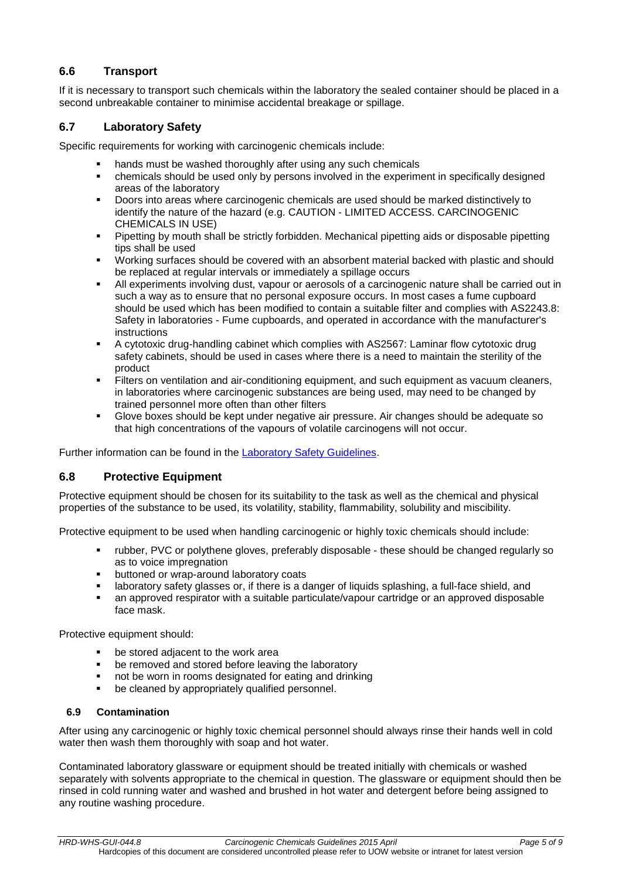## 6.6 Transport

If it is necessary to transport such chemicals within the laboratory the sealed container should be placed in a second unbreakable container to minimise accidental breakage or spillage.

## 6.7 Laboratory Safety

Specific requirements for working with carcinogenic chemicals include:

- hands must be washed thoroughly after using any such chemicals
- chemicals should be used only by persons involved in the experiment in specifically designed areas of the laboratory
- Doors into areas where carcinogenic chemicals are used should be marked distinctively to identify the nature of the hazard (e.g. CAUTION - LIMITED ACCESS. CARCINOGENIC CHEMICALS IN USE)
- Pipetting by mouth shall be strictly forbidden. Mechanical pipetting aids or disposable pipetting tips shall be used
- Working surfaces should be covered with an absorbent material backed with plastic and should be replaced at regular intervals or immediately a spillage occurs
- All experiments involving dust, vapour or aerosols of a carcinogenic nature shall be carried out in such a way as to ensure that no personal exposure occurs. In most cases a fume cupboard should be used which has been modified to contain a suitable filter and complies with AS2243.8: Safety in laboratories - Fume cupboards, and operated in accordance with the manufacturer's instructions
- A cytotoxic drug-handling cabinet which complies with AS2567: Laminar flow cytotoxic drug safety cabinets, should be used in cases where there is a need to maintain the sterility of the product
- Filters on ventilation and air-conditioning equipment, and such equipment as vacuum cleaners, in laboratories where carcinogenic substances are being used, may need to be changed by trained personnel more often than other filters
- Glove boxes should be kept under negative air pressure. Air changes should be adequate so that high concentrations of the vapours of volatile carcinogens will not occur.

Further information can be found in the Laboratory Safety Guidelines.

## 6.8 Protective Equipment

Protective equipment should be chosen for its suitability to the task as well as the chemical and physical properties of the substance to be used, its volatility, stability, flammability, solubility and miscibility.

Protective equipment to be used when handling carcinogenic or highly toxic chemicals should include:

- rubber, PVC or polythene gloves, preferably disposable - these should be changed regularly so as to voice impregnation
- buttoned or wrap-around laboratory coats
- laboratory safety glasses or, if there is a danger of liquids splashing, a full-face shield, and
- an approved respirator with a suitable particulate/vapour cartridge or an approved disposable face mask.

Protective equipment should:

- be stored adjacent to the work area
- be removed and stored before leaving the laboratory
- not be worn in rooms designated for eating and drinking
- be cleaned by appropriately qualified personnel.

### 6.9 Contamination

After using any carcinogenic or highly toxic chemical personnel should always rinse their hands well in cold water then wash them thoroughly with soap and hot water.

Contaminated laboratory glassware or equipment should be treated initially with chemicals or washed separately with solvents appropriate to the chemical in question. The glassware or equipment should then be rinsed in cold running water and washed and brushed in hot water and detergent before being assigned to any routine washing procedure.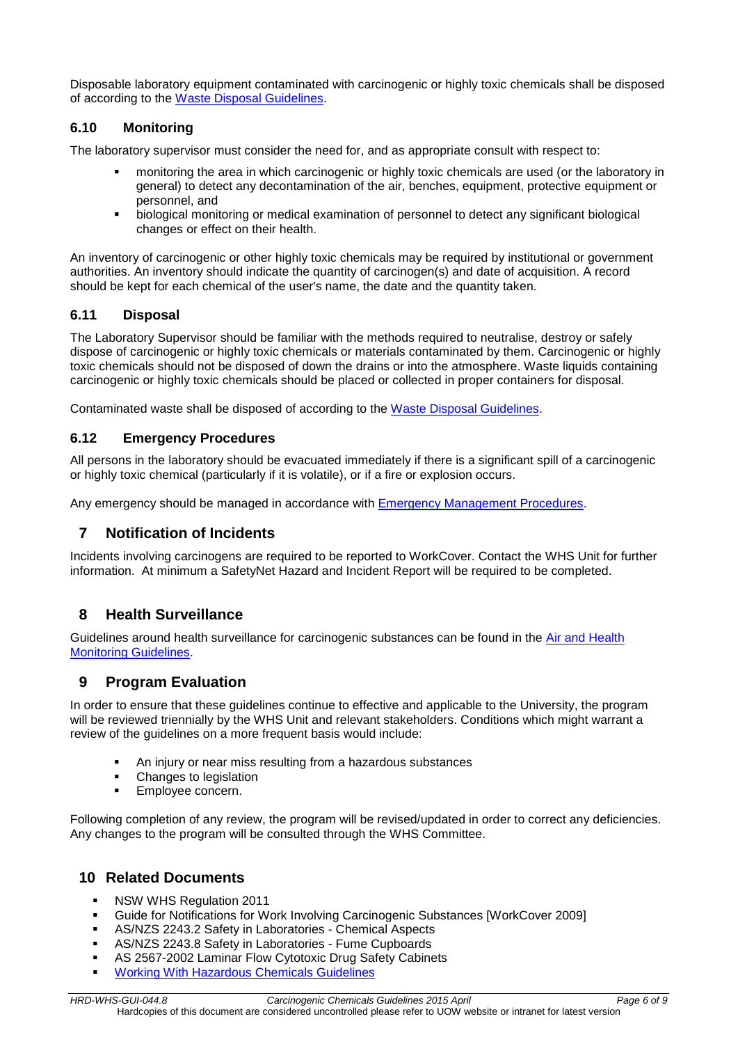Disposable laboratory equipment contaminated with carcinogenic or highly toxic chemicals shall be disposed of according to the Waste Disposal Guidelines.

### 6.10 Monitoring

The laboratory supervisor must consider the need for, and as appropriate consult with respect to:

- monitoring the area in which carcinogenic or highly toxic chemicals are used (or the laboratory in general) to detect any decontamination of the air, benches, equipment, protective equipment or personnel, and
- biological monitoring or medical examination of personnel to detect any significant biological changes or effect on their health.

An inventory of carcinogenic or other highly toxic chemicals may be required by institutional or government authorities. An inventory should indicate the quantity of carcinogen(s) and date of acquisition. A record should be kept for each chemical of the user's name, the date and the quantity taken.

### 6.11 Disposal

The Laboratory Supervisor should be familiar with the methods required to neutralise, destroy or safely dispose of carcinogenic or highly toxic chemicals or materials contaminated by them. Carcinogenic or highly toxic chemicals should not be disposed of down the drains or into the atmosphere. Waste liquids containing carcinogenic or highly toxic chemicals should be placed or collected in proper containers for disposal.

Contaminated waste shall be disposed of according to the Waste Disposal Guidelines.

### 6.12 Emergency Procedures

All persons in the laboratory should be evacuated immediately if there is a significant spill of a carcinogenic or highly toxic chemical (particularly if it is volatile), or if a fire or explosion occurs.

Any emergency should be managed in accordance with Emergency Management Procedures.

## 7 Notification of Incidents

Incidents involving carcinogens are required to be reported to WorkCover. Contact the WHS Unit for further information. At minimum a SafetyNet Hazard and Incident Report will be required to be completed.

## 8 Health Surveillance

Guidelines around health surveillance for carcinogenic substances can be found in the Air and Health Monitoring Guidelines.

## 9 Program Evaluation

In order to ensure that these guidelines continue to effective and applicable to the University, the program will be reviewed triennially by the WHS Unit and relevant stakeholders. Conditions which might warrant a review of the guidelines on a more frequent basis would include:

- An injury or near miss resulting from a hazardous substances
- Changes to legislation
- Employee concern.

Following completion of any review, the program will be revised/updated in order to correct any deficiencies. Any changes to the program will be consulted through the WHS Committee.

## 10 Related Documents

- NSW WHS Regulation 2011
- Guide for Notifications for Work Involving Carcinogenic Substances [WorkCover 2009]
- AS/NZS 2243.2 Safety in Laboratories - Chemical Aspects
- AS/NZS 2243.8 Safety in Laboratories - Fume Cupboards
- AS 2567-2002 Laminar Flow Cytotoxic Drug Safety Cabinets
- Working With Hazardous Chemicals Guidelines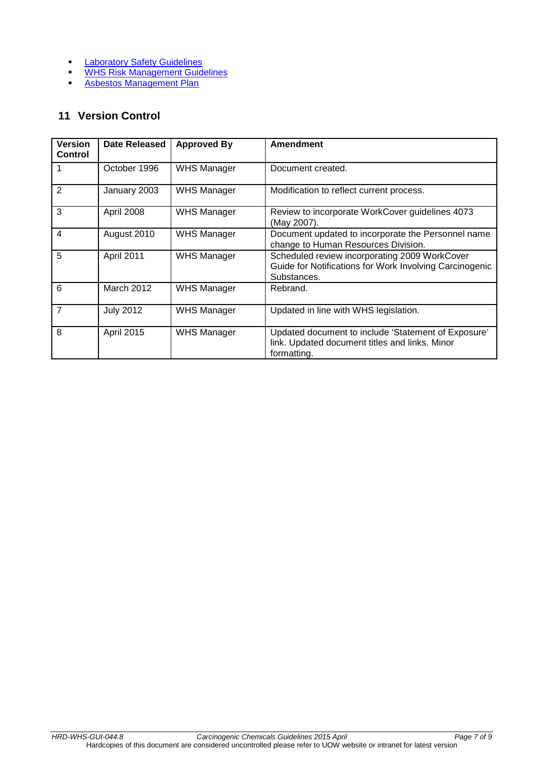- [Laboratory Safety Guidelines]
- [WHS Risk Management Guidelines]
- [Asbestos Management Plan]

## 11 Version Control

| Version Control | Date Released | Approved By | Amendment |
|---|---|---|---|
| 1 | October 1996 | WHS Manager | Document created. |
| 2 | January 2003 | WHS Manager | Modification to reflect current process. |
| 3 | April 2008 | WHS Manager | Review to incorporate WorkCover guidelines 4073 (May 2007). |
| 4 | August 2010 | WHS Manager | Document updated to incorporate the Personnel name change to Human Resources Division. |
| 5 | April 2011 | WHS Manager | Scheduled review incorporating 2009 WorkCover Guide for Notifications for Work Involving Carcinogenic Substances. |
| 6 | March 2012 | WHS Manager | Rebrand. |
| 7 | July 2012 | WHS Manager | Updated in line with WHS legislation. |
| 8 | April 2015 | WHS Manager | Updated document to include 'Statement of Exposure' link. Updated document titles and links. Minor formatting. |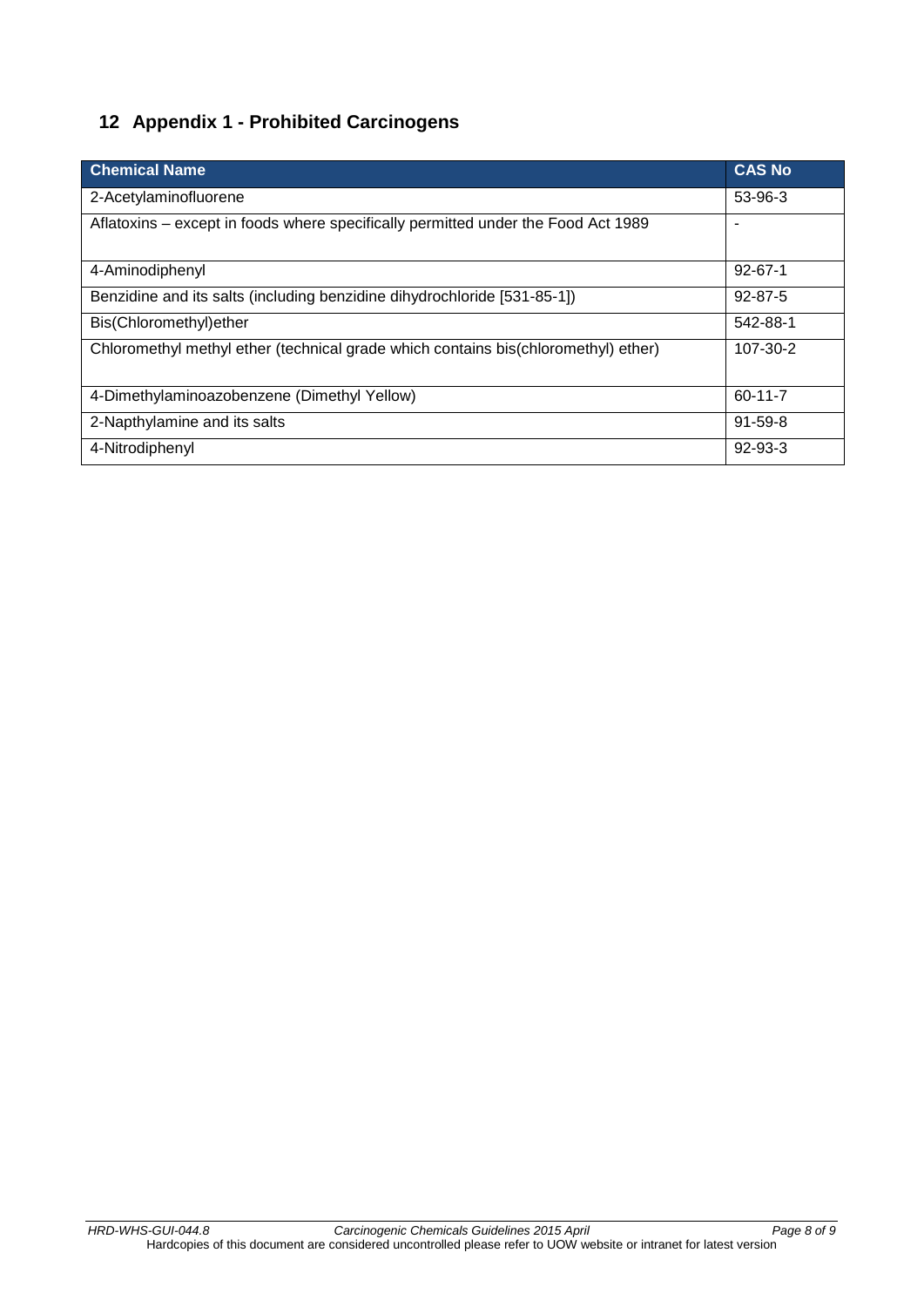# 12 Appendix 1 - Prohibited Carcinogens

| Chemical Name | CAS No |
|---|---|
| 2-Acetylaminofluorene | 53-96-3 |
| Aflatoxins – except in foods where specifically permitted under the Food Act 1989 | - |
| 4-Aminodiphenyl | 92-67-1 |
| Benzidine and its salts (including benzidine dihydrochloride [531-85-1]) | 92-87-5 |
| Bis(Chloromethyl)ether | 542-88-1 |
| Chloromethyl methyl ether (technical grade which contains bis(chloromethyl) ether) | 107-30-2 |
| 4-Dimethylaminoazobenzene (Dimethyl Yellow) | 60-11-7 |
| 2-Napthylamine and its salts | 91-59-8 |
| 4-Nitrodiphenyl | 92-93-3 |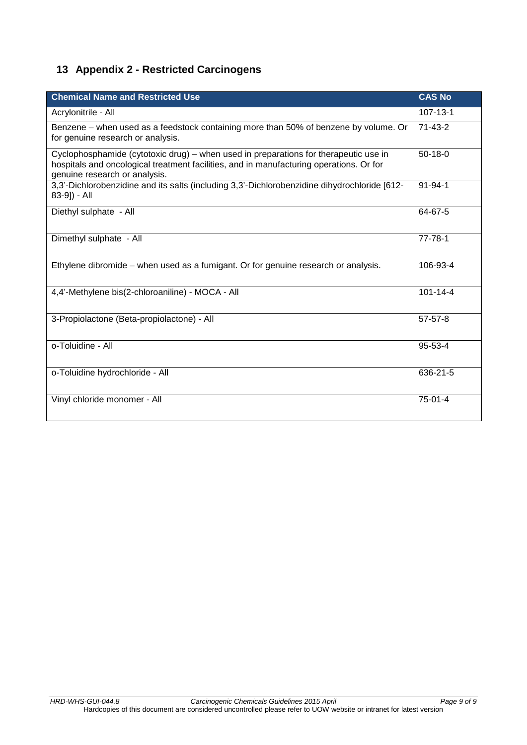# 13 Appendix 2 - Restricted Carcinogens

| Chemical Name and Restricted Use | CAS No |
|---|---|
| Acrylonitrile - All | 107-13-1 |
| Benzene – when used as a feedstock containing more than 50% of benzene by volume. Or for genuine research or analysis. | 71-43-2 |
| Cyclophosphamide (cytotoxic drug) – when used in preparations for therapeutic use in hospitals and oncological treatment facilities, and in manufacturing operations. Or for genuine research or analysis. | 50-18-0 |
| 3,3'-Dichlorobenzidine and its salts (including 3,3'-Dichlorobenzidine dihydrochloride [612-83-9]) - All | 91-94-1 |
| Diethyl sulphate - All | 64-67-5 |
| Dimethyl sulphate - All | 77-78-1 |
| Ethylene dibromide – when used as a fumigant. Or for genuine research or analysis. | 106-93-4 |
| 4,4'-Methylene bis(2-chloroaniline) - MOCA - All | 101-14-4 |
| 3-Propiolactone (Beta-propiolactone) - All | 57-57-8 |
| o-Toluidine - All | 95-53-4 |
| o-Toluidine hydrochloride - All | 636-21-5 |
| Vinyl chloride monomer - All | 75-01-4 |